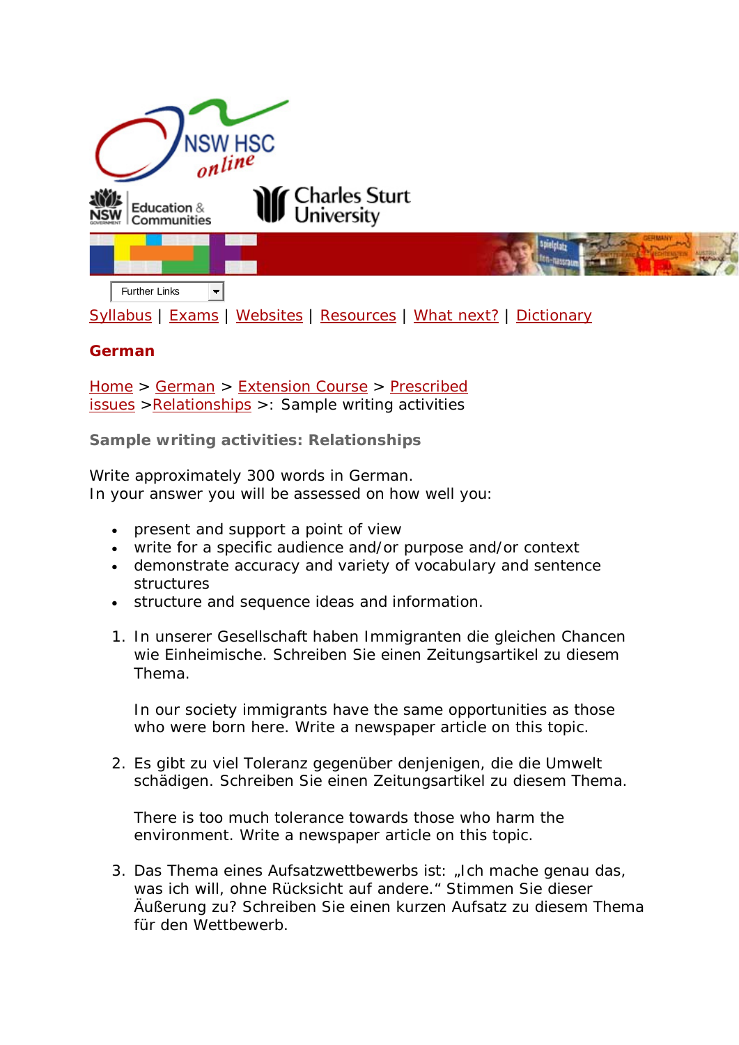Further Links

Syllabus | Exams | Websites | Resources | What next? | Dictionary

## German

Home > German > Extension Course > Prescribed issues >Relationships >: Sample writing activities

### Sample writing activities: Relationships

Write approximately 300 words in German.
In your answer you will be assessed on how well you:

- present and support a point of view
- write for a specific audience and/or purpose and/or context
- demonstrate accuracy and variety of vocabulary and sentence structures
- structure and sequence ideas and information.

1. In unserer Gesellschaft haben Immigranten die gleichen Chancen wie Einheimische. Schreiben Sie einen Zeitungsartikel zu diesem Thema.

   In our society immigrants have the same opportunities as those who were born here. Write a newspaper article on this topic.

2. Es gibt zu viel Toleranz gegenüber denjenigen, die die Umwelt schädigen. Schreiben Sie einen Zeitungsartikel zu diesem Thema.

   There is too much tolerance towards those who harm the environment. Write a newspaper article on this topic.

3. Das Thema eines Aufsatzwettbewerbs ist: „Ich mache genau das, was ich will, ohne Rücksicht auf andere." Stimmen Sie dieser Äußerung zu? Schreiben Sie einen kurzen Aufsatz zu diesem Thema für den Wettbewerb.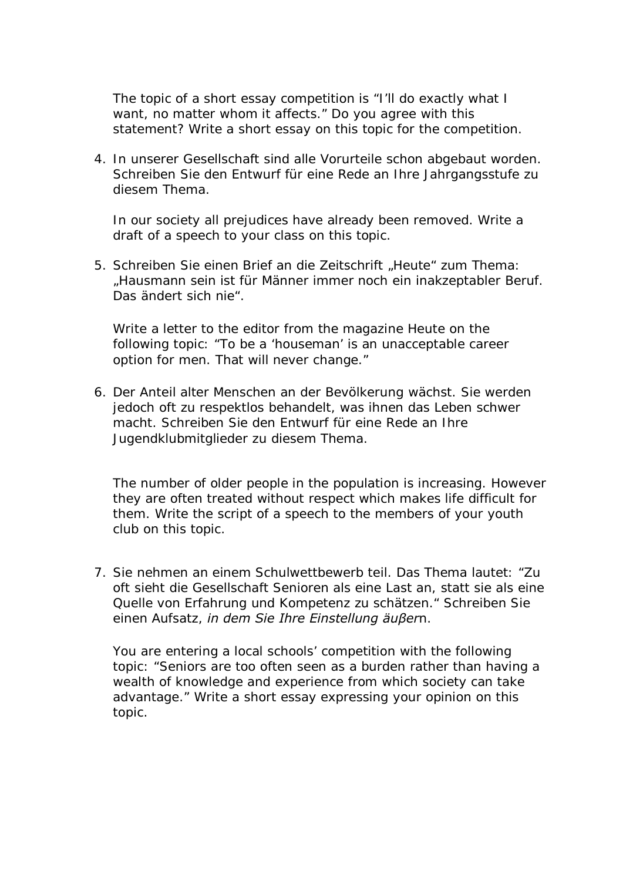The topic of a short essay competition is "I'll do exactly what I want, no matter whom it affects." Do you agree with this statement? Write a short essay on this topic for the competition.

4. In unserer Gesellschaft sind alle Vorurteile schon abgebaut worden. Schreiben Sie den Entwurf für eine Rede an Ihre Jahrgangsstufe zu diesem Thema.

   In our society all prejudices have already been removed. Write a draft of a speech to your class on this topic.

5. Schreiben Sie einen Brief an die Zeitschrift „Heute" zum Thema: „Hausmann sein ist für Männer immer noch ein inakzeptabler Beruf. Das ändert sich nie".

   Write a letter to the editor from the magazine Heute on the following topic: "To be a 'houseman' is an unacceptable career option for men. That will never change."

6. Der Anteil alter Menschen an der Bevölkerung wächst. Sie werden jedoch oft zu respektlos behandelt, was ihnen das Leben schwer macht. Schreiben Sie den Entwurf für eine Rede an Ihre Jugendklubmitglieder zu diesem Thema.

   The number of older people in the population is increasing. However they are often treated without respect which makes life difficult for them. Write the script of a speech to the members of your youth club on this topic.

7. Sie nehmen an einem Schulwettbewerb teil. Das Thema lautet: "Zu oft sieht die Gesellschaft Senioren als eine Last an, statt sie als eine Quelle von Erfahrung und Kompetenz zu schätzen." Schreiben Sie einen Aufsatz, *in dem Sie Ihre Einstellung äuβer*n.

   You are entering a local schools' competition with the following topic: "Seniors are too often seen as a burden rather than having a wealth of knowledge and experience from which society can take advantage." Write a short essay expressing your opinion on this topic.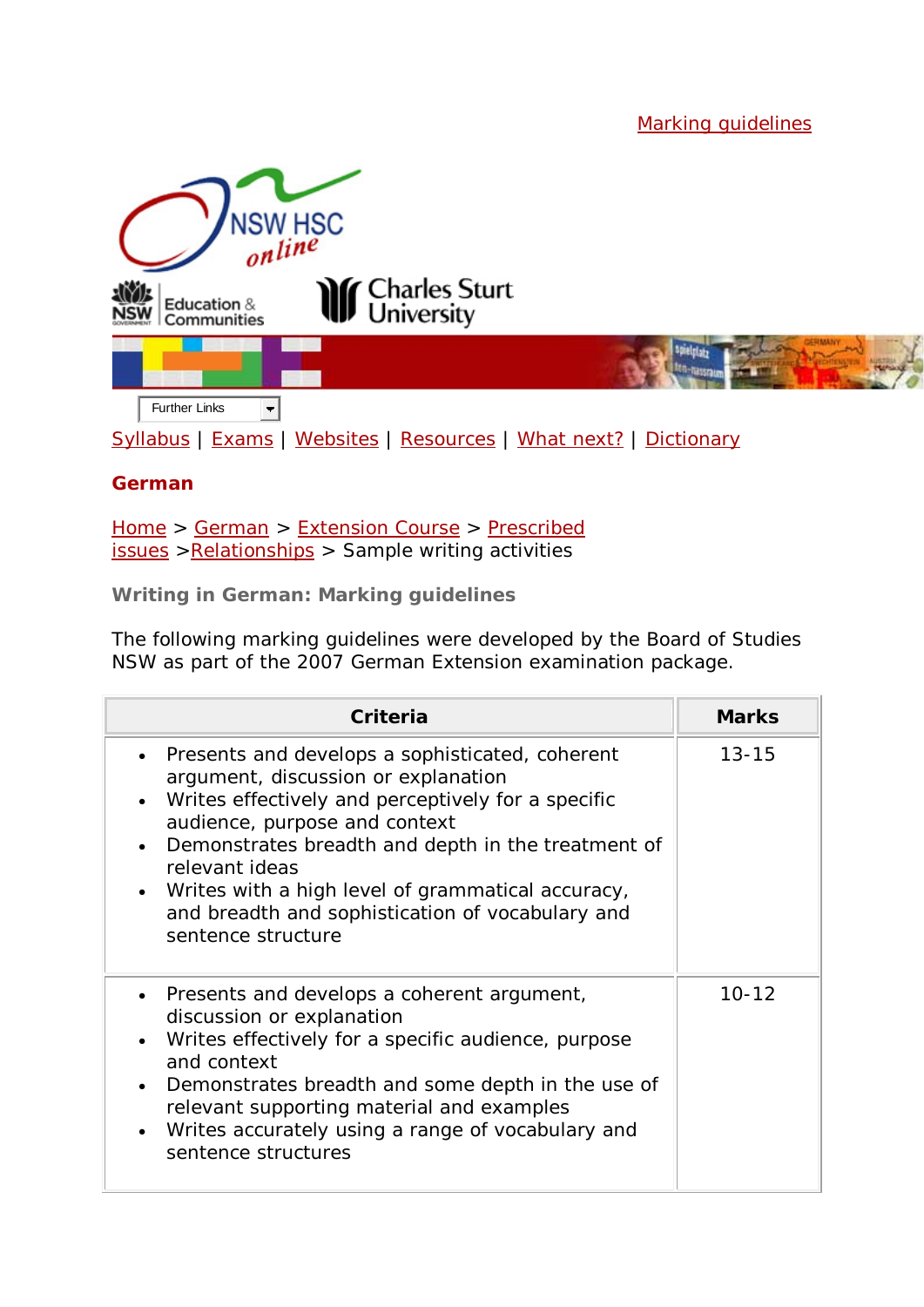Marking guidelines

Further Links

Syllabus | Exams | Websites | Resources | What next? | Dictionary

**German**

Home > German > Extension Course > Prescribed issues >Relationships > Sample writing activities

**Writing in German: Marking guidelines**

The following marking guidelines were developed by the Board of Studies NSW as part of the 2007 German Extension examination package.

| Criteria | Marks |
|---|---|
| • Presents and develops a sophisticated, coherent argument, discussion or explanation<br>• Writes effectively and perceptively for a specific audience, purpose and context<br>• Demonstrates breadth and depth in the treatment of relevant ideas<br>• Writes with a high level of grammatical accuracy, and breadth and sophistication of vocabulary and sentence structure | 13-15 |
| • Presents and develops a coherent argument, discussion or explanation<br>• Writes effectively for a specific audience, purpose and context<br>• Demonstrates breadth and some depth in the use of relevant supporting material and examples<br>• Writes accurately using a range of vocabulary and sentence structures | 10-12 |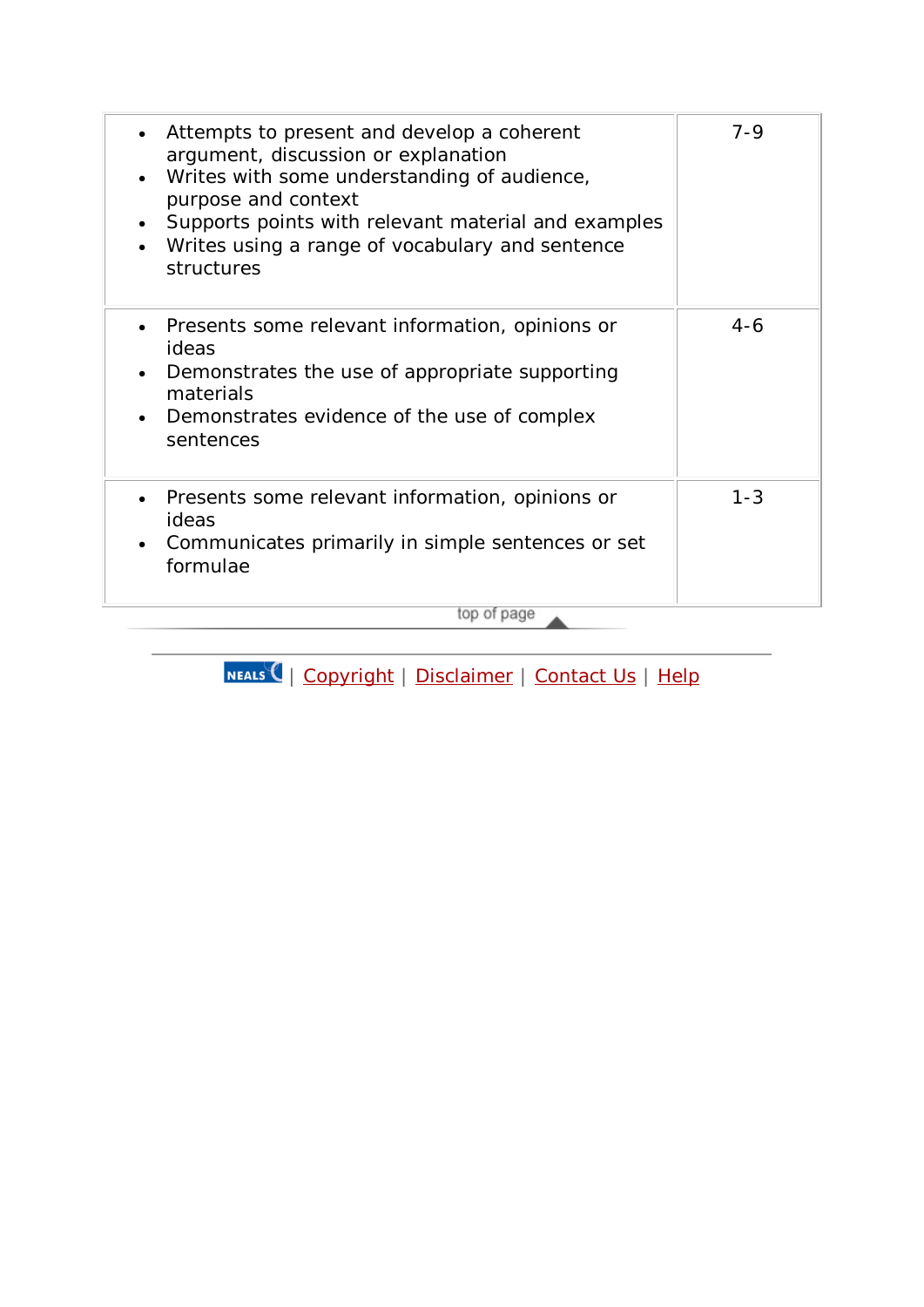| | |
|---|---|
| • Attempts to present and develop a coherent argument, discussion or explanation<br>• Writes with some understanding of audience, purpose and context<br>• Supports points with relevant material and examples<br>• Writes using a range of vocabulary and sentence structures | 7-9 |
| • Presents some relevant information, opinions or ideas<br>• Demonstrates the use of appropriate supporting materials<br>• Demonstrates evidence of the use of complex sentences | 4-6 |
| • Presents some relevant information, opinions or ideas<br>• Communicates primarily in simple sentences or set formulae | 1-3 |

top of page

NEALS | Copyright | Disclaimer | Contact Us | Help